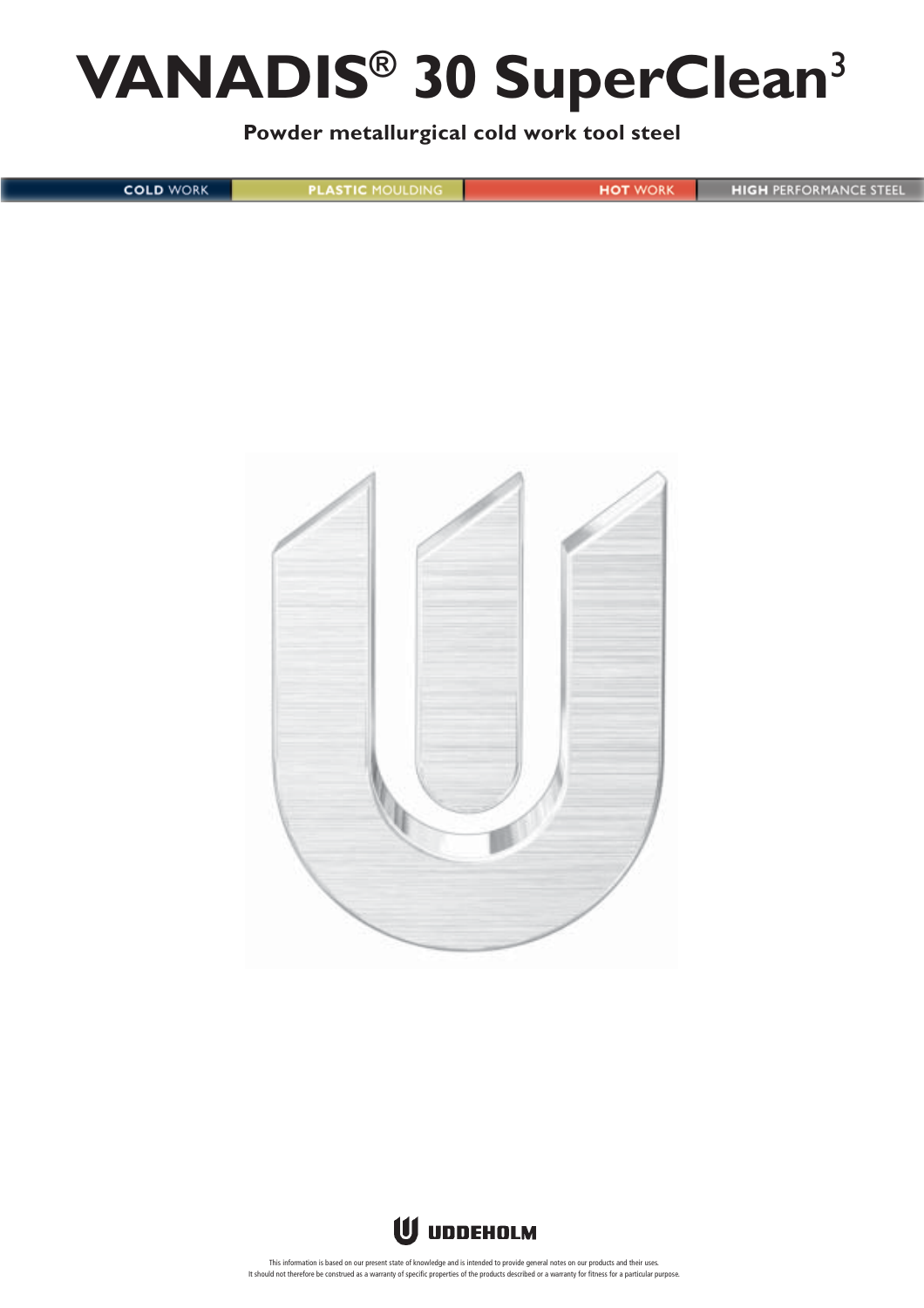# VANADIS® 30 SuperClean³

**Powder metallurgical cold work tool steel**

COLD WORK | PLASTIC MOULDING | HOT WORK | HIGH PERFORMANCE STEEL

UDDEHOLM

This information is based on our present state of knowledge and is intended to provide general notes on our products and their uses. It should not therefore be construed as a warranty of specific properties of the products described or a warranty for fitness for a particular purpose.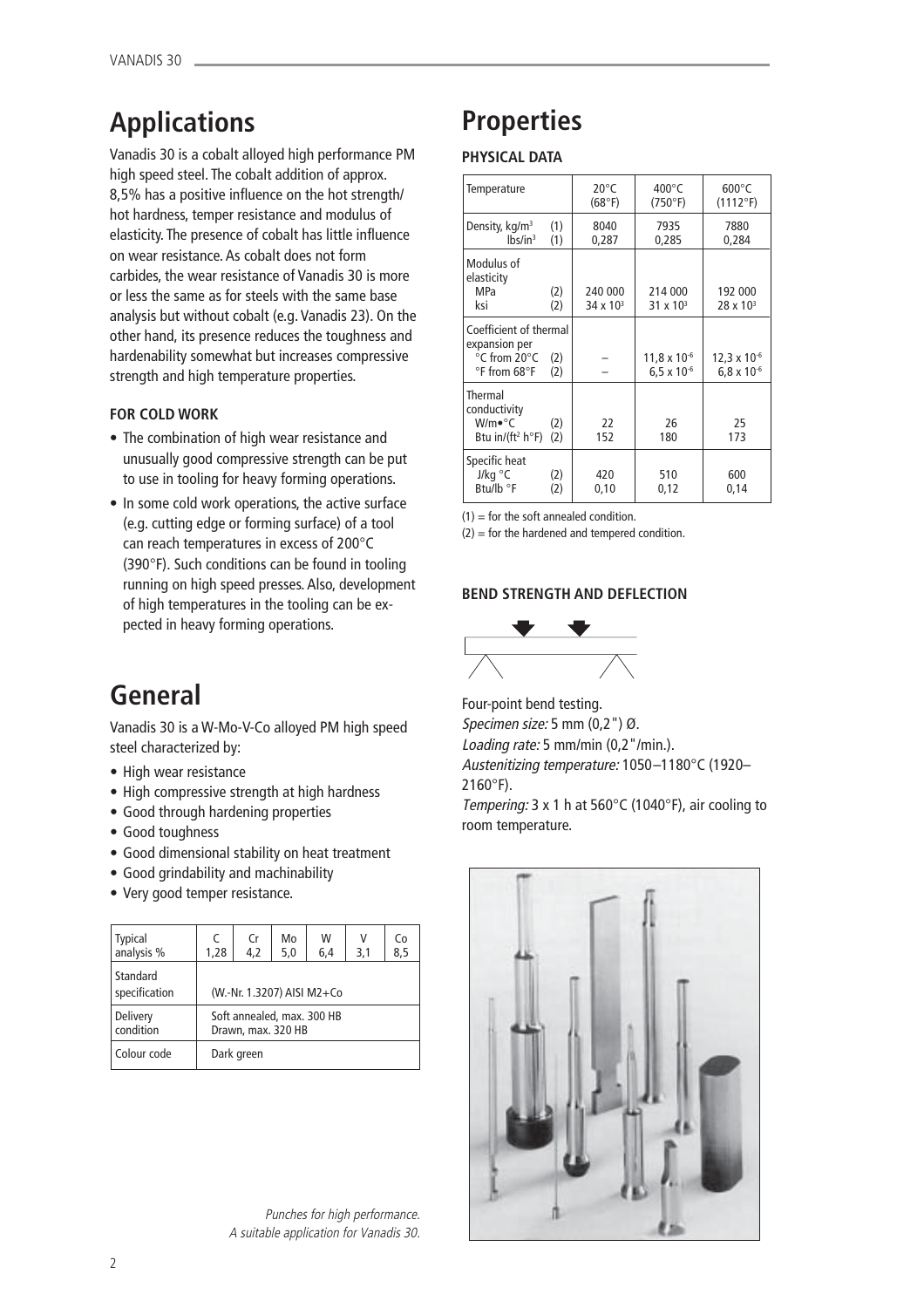# Applications

Vanadis 30 is a cobalt alloyed high performance PM high speed steel. The cobalt addition of approx. 8,5% has a positive influence on the hot strength/ hot hardness, temper resistance and modulus of elasticity. The presence of cobalt has little influence on wear resistance. As cobalt does not form carbides, the wear resistance of Vanadis 30 is more or less the same as for steels with the same base analysis but without cobalt (e.g. Vanadis 23). On the other hand, its presence reduces the toughness and hardenability somewhat but increases compressive strength and high temperature properties.

### FOR COLD WORK

- The combination of high wear resistance and unusually good compressive strength can be put to use in tooling for heavy forming operations.
- In some cold work operations, the active surface (e.g. cutting edge or forming surface) of a tool can reach temperatures in excess of 200°C (390°F). Such conditions can be found in tooling running on high speed presses. Also, development of high temperatures in the tooling can be expected in heavy forming operations.

# General

Vanadis 30 is a W-Mo-V-Co alloyed PM high speed steel characterized by:

- High wear resistance
- High compressive strength at high hardness
- Good through hardening properties
- Good toughness
- Good dimensional stability on heat treatment
- Good grindability and machinability
- Very good temper resistance.

| Typical analysis % | C 1,28 | Cr 4,2 | Mo 5,0 | W 6,4 | V 3,1 | Co 8,5 |
|---|---|---|---|---|---|---|
| Standard specification | (W.-Nr. 1.3207) AISI M2+Co | | | | | |
| Delivery condition | Soft annealed, max. 300 HB Drawn, max. 320 HB | | | | | |
| Colour code | Dark green | | | | | |

*Punches for high performance. A suitable application for Vanadis 30.*

# Properties

### PHYSICAL DATA

| Temperature | | 20°C (68°F) | 400°C (750°F) | 600°C (1112°F) |
|---|---|---|---|---|
| Density, kg/m³ | (1) | 8040 | 7935 | 7880 |
| lbs/in³ | (1) | 0,287 | 0,285 | 0,284 |
| Modulus of elasticity MPa | (2) | 240 000 | 214 000 | 192 000 |
| ksi | (2) | $34 \times 10^3$ | $31 \times 10^3$ | $28 \times 10^3$ |
| Coefficient of thermal expansion per °C from 20°C | (2) | – | $11{,}8 \times 10^{-6}$ | $12{,}3 \times 10^{-6}$ |
| °F from 68°F | (2) | – | $6{,}5 \times 10^{-6}$ | $6{,}8 \times 10^{-6}$ |
| Thermal conductivity W/m•°C | (2) | 22 | 26 | 25 |
| Btu in/(ft² h°F) | (2) | 152 | 180 | 173 |
| Specific heat J/kg °C | (2) | 420 | 510 | 600 |
| Btu/lb °F | (2) | 0,10 | 0,12 | 0,14 |

(1) = for the soft annealed condition.

(2) = for the hardened and tempered condition.

### BEND STRENGTH AND DEFLECTION

Four-point bend testing.

*Specimen size:* 5 mm (0,2") Ø.

*Loading rate:* 5 mm/min (0,2"/min.).

*Austenitizing temperature:* 1050–1180°C (1920–2160°F).

*Tempering:* 3 x 1 h at 560°C (1040°F), air cooling to room temperature.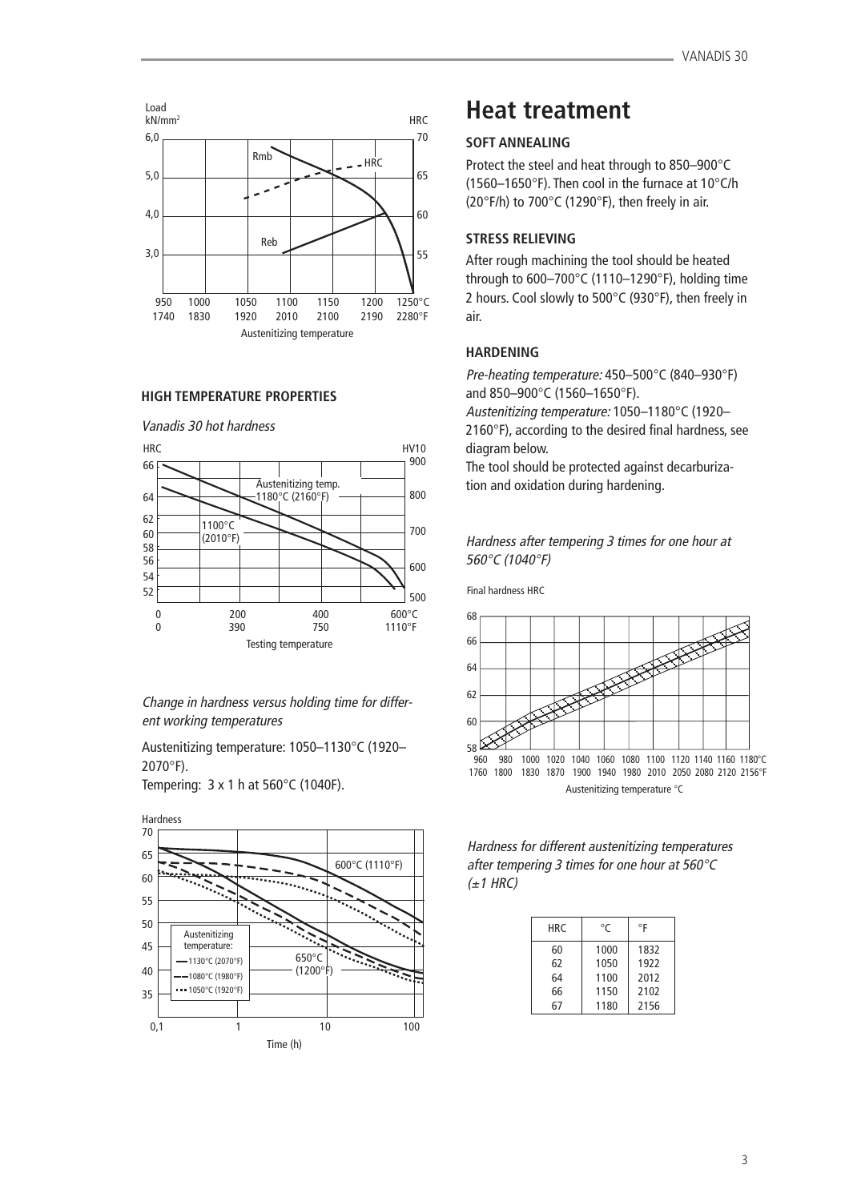Load
kN/mm²
HRC
6,0
5,0
4,0
3,0
70
65
60
55
Rmb
HRC
Reb
950 1000 1050 1100 1150 1200 1250°C
1740 1830 1920 2010 2100 2190 2280°F
Austenitizing temperature

### HIGH TEMPERATURE PROPERTIES

*Vanadis 30 hot hardness*

HRC
HV10
66
64
62
60
58
56
54
52
900
800
700
600
500
Austenitizing temp.
1180°C (2160°F)
1100°C
(2010°F)
0 200 400 600°C
0 390 750 1110°F
Testing temperature

*Change in hardness versus holding time for different working temperatures*

Austenitizing temperature: 1050–1130°C (1920–2070°F).
Tempering: 3 x 1 h at 560°C (1040F).

Hardness
70
65
60
55
50
45
40
35
600°C (1110°F)
650°C
(1200°F)
Austenitizing
temperature:
1130°C (2070°F)
1080°C (1980°F)
1050°C (1920°F)
0,1 1 10 100
Time (h)

# Heat treatment

### SOFT ANNEALING

Protect the steel and heat through to 850–900°C (1560–1650°F). Then cool in the furnace at 10°C/h (20°F/h) to 700°C (1290°F), then freely in air.

### STRESS RELIEVING

After rough machining the tool should be heated through to 600–700°C (1110–1290°F), holding time 2 hours. Cool slowly to 500°C (930°F), then freely in air.

### HARDENING

*Pre-heating temperature:* 450–500°C (840–930°F) and 850–900°C (1560–1650°F).
*Austenitizing temperature:* 1050–1180°C (1920–2160°F), according to the desired final hardness, see diagram below.
The tool should be protected against decarburization and oxidation during hardening.

*Hardness after tempering 3 times for one hour at 560°C (1040°F)*

Final hardness HRC
68
66
64
62
60
58
960 980 1000 1020 1040 1060 1080 1100 1120 1140 1160 1180°C
1760 1800 1830 1870 1900 1940 1980 2010 2050 2080 2120 2156°F
Austenitizing temperature °C

*Hardness for different austenitizing temperatures after tempering 3 times for one hour at 560°C (±1 HRC)*

| HRC | °C | °F |
|---|---|---|
| 60 | 1000 | 1832 |
| 62 | 1050 | 1922 |
| 64 | 1100 | 2012 |
| 66 | 1150 | 2102 |
| 67 | 1180 | 2156 |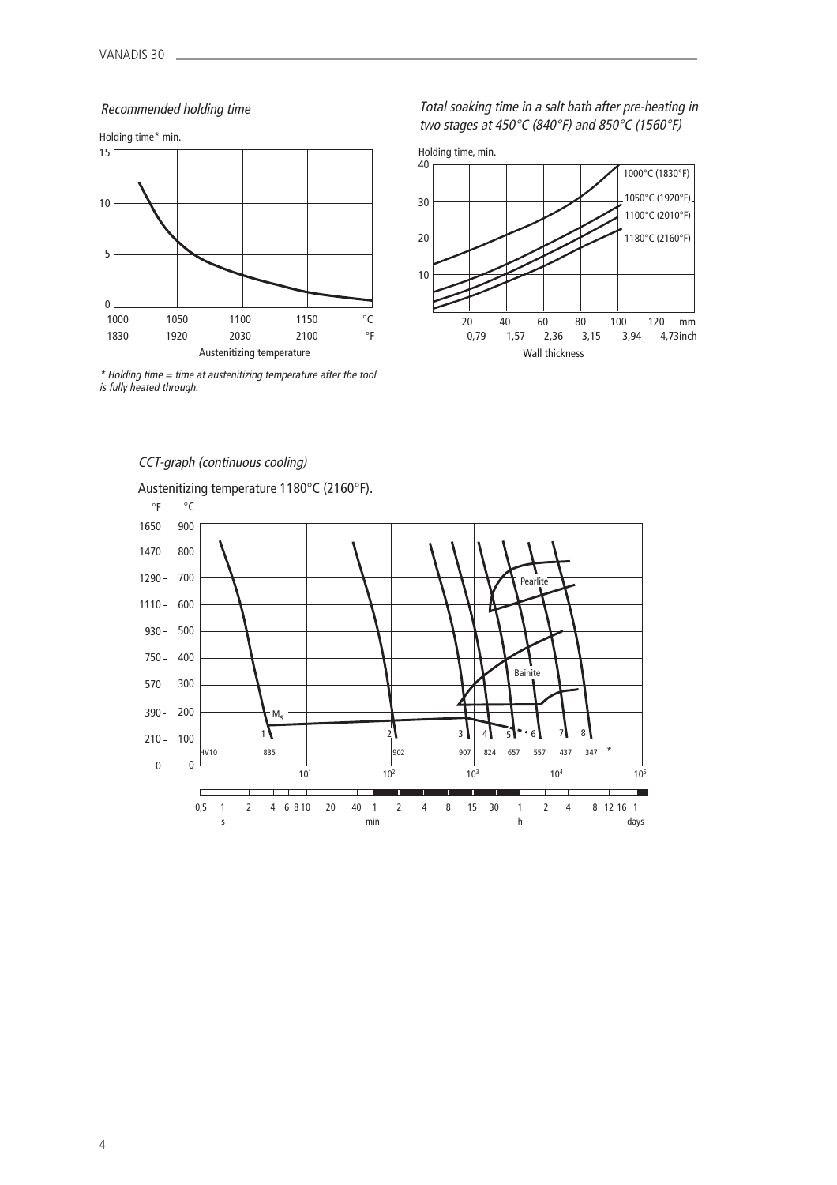*Recommended holding time*

Holding time* min.

15
10
5
0

1000 1050 1100 1150 °C
1830 1920 2030 2100 °F

Austenitizing temperature

*\* Holding time = time at austenitizing temperature after the tool is fully heated through.*

*Total soaking time in a salt bath after pre-heating in two stages at 450°C (840°F) and 850°C (1560°F)*

Holding time, min.

40
30
20
10

1000°C (1830°F)
1050°C (1920°F)
1100°C (2010°F)
1180°C (2160°F)

20 40 60 80 100 120 mm
0,79 1,57 2,36 3,15 3,94 4,73inch

Wall thickness

*CCT-graph (continuous cooling)*

Austenitizing temperature 1180°C (2160°F).

°F °C
1650 900
1470 800
1290 700
1110 600
930 500
750 400
570 300
390 200
210 100
0 0

Pearlite
Bainite
$M_s$

1 2 3 4 5 6 7 8

HV10 835 902 907 824 657 557 437 347 *

$10^1$ $10^2$ $10^3$ $10^4$ $10^5$

0,5 1 2 4 6 8 10 20 40 1 2 4 8 15 30 1 2 4 8 12 16 1
s min h days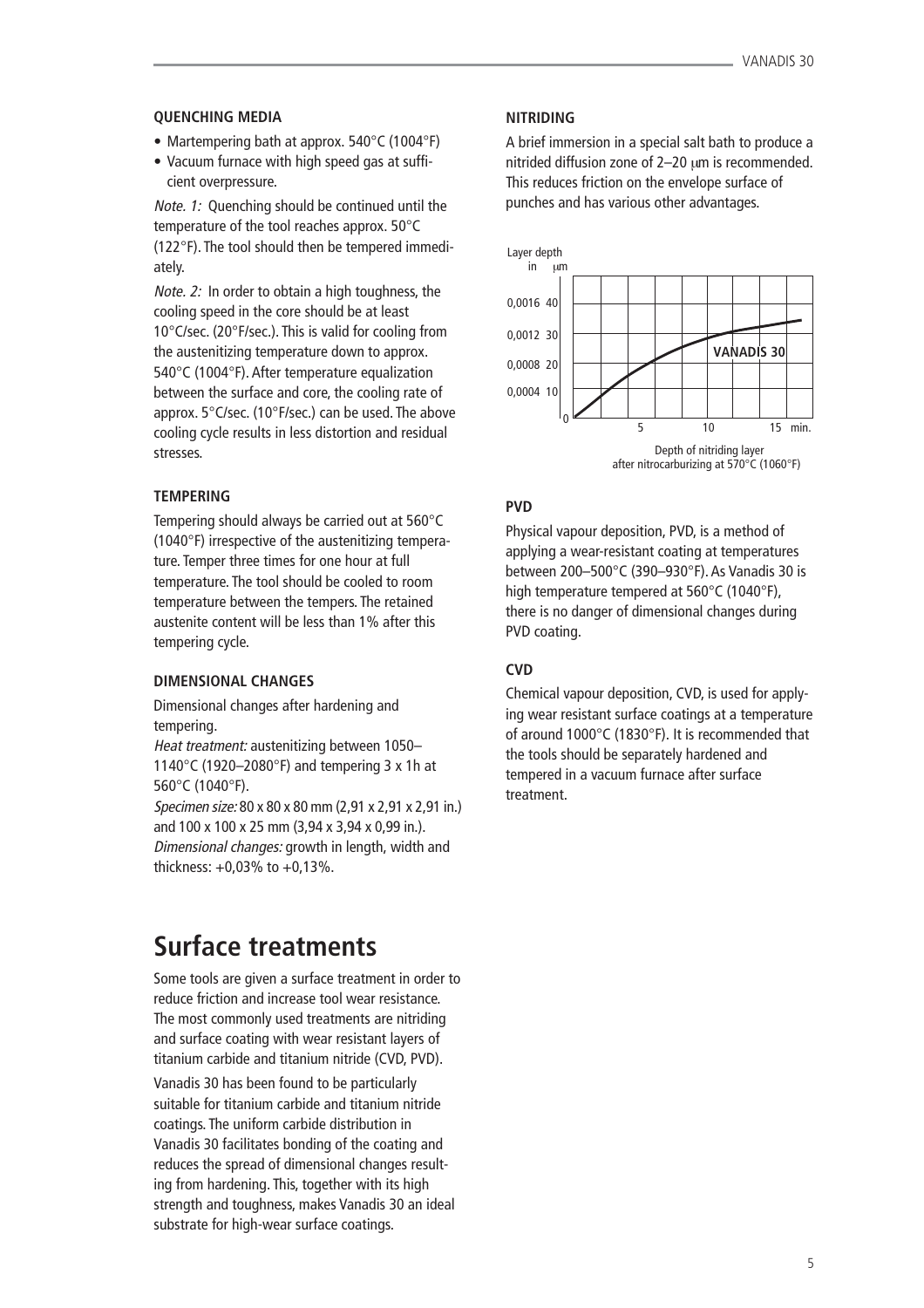#### QUENCHING MEDIA

- Martempering bath at approx. 540°C (1004°F)
- Vacuum furnace with high speed gas at sufficient overpressure.

*Note. 1:* Quenching should be continued until the temperature of the tool reaches approx. 50°C (122°F). The tool should then be tempered immediately.

*Note. 2:* In order to obtain a high toughness, the cooling speed in the core should be at least 10°C/sec. (20°F/sec.). This is valid for cooling from the austenitizing temperature down to approx. 540°C (1004°F). After temperature equalization between the surface and core, the cooling rate of approx. 5°C/sec. (10°F/sec.) can be used. The above cooling cycle results in less distortion and residual stresses.

#### TEMPERING

Tempering should always be carried out at 560°C (1040°F) irrespective of the austenitizing temperature. Temper three times for one hour at full temperature. The tool should be cooled to room temperature between the tempers. The retained austenite content will be less than 1% after this tempering cycle.

#### DIMENSIONAL CHANGES

Dimensional changes after hardening and tempering.

*Heat treatment:* austenitizing between 1050–1140°C (1920–2080°F) and tempering 3 x 1h at 560°C (1040°F).

*Specimen size:* 80 x 80 x 80 mm (2,91 x 2,91 x 2,91 in.) and 100 x 100 x 25 mm (3,94 x 3,94 x 0,99 in.).

*Dimensional changes:* growth in length, width and thickness: +0,03% to +0,13%.

# Surface treatments

Some tools are given a surface treatment in order to reduce friction and increase tool wear resistance. The most commonly used treatments are nitriding and surface coating with wear resistant layers of titanium carbide and titanium nitride (CVD, PVD).

Vanadis 30 has been found to be particularly suitable for titanium carbide and titanium nitride coatings. The uniform carbide distribution in Vanadis 30 facilitates bonding of the coating and reduces the spread of dimensional changes resulting from hardening. This, together with its high strength and toughness, makes Vanadis 30 an ideal substrate for high-wear surface coatings.

#### NITRIDING

A brief immersion in a special salt bath to produce a nitrided diffusion zone of 2–20 μm is recommended. This reduces friction on the envelope surface of punches and has various other advantages.

Layer depth
in μm
0,0016 40
0,0012 30
0,0008 20
0,0004 10
0
5 10 15 min.
VANADIS 30

Depth of nitriding layer
after nitrocarburizing at 570°C (1060°F)

#### PVD

Physical vapour deposition, PVD, is a method of applying a wear-resistant coating at temperatures between 200–500°C (390–930°F). As Vanadis 30 is high temperature tempered at 560°C (1040°F), there is no danger of dimensional changes during PVD coating.

#### CVD

Chemical vapour deposition, CVD, is used for applying wear resistant surface coatings at a temperature of around 1000°C (1830°F). It is recommended that the tools should be separately hardened and tempered in a vacuum furnace after surface treatment.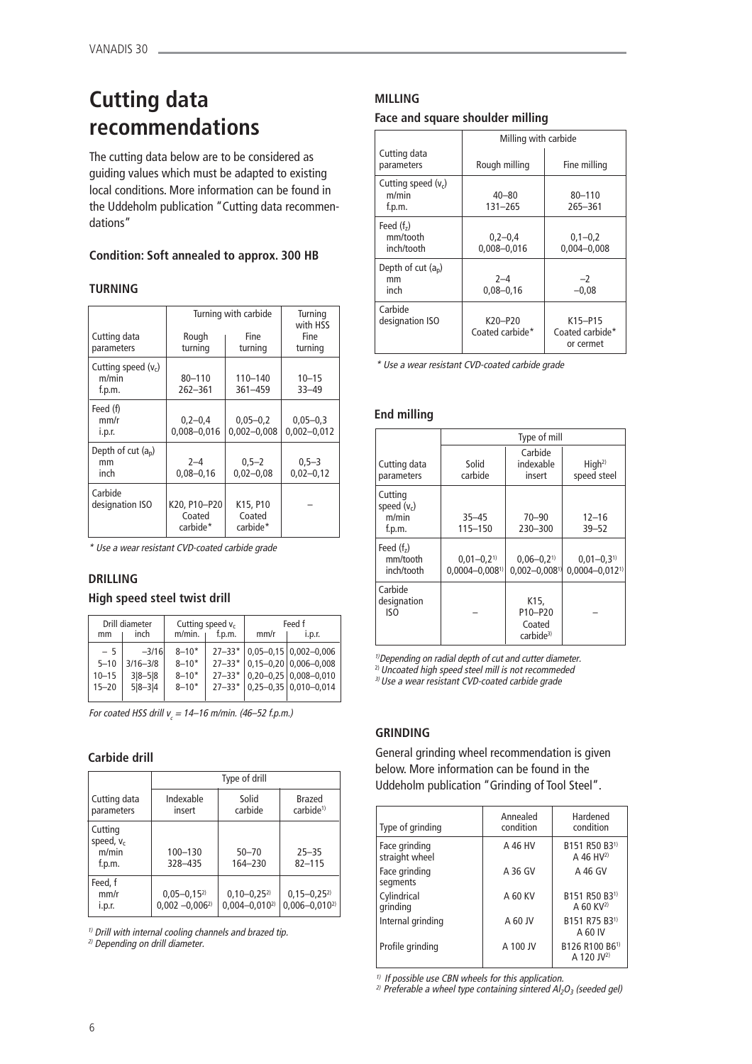# Cutting data recommendations

The cutting data below are to be considered as guiding values which must be adapted to existing local conditions. More information can be found in the Uddeholm publication "Cutting data recommendations"

**Condition: Soft annealed to approx. 300 HB**

### TURNING

| Cutting data parameters | Turning with carbide | | Turning with HSS |
|---|---|---|---|
| | Rough turning | Fine turning | Fine turning |
| Cutting speed ($v_c$) m/min f.p.m. | 80–110 262–361 | 110–140 361–459 | 10–15 33–49 |
| Feed (f) mm/r i.p.r. | 0,2–0,4 0,008–0,016 | 0,05–0,2 0,002–0,008 | 0,05–0,3 0,002–0,012 |
| Depth of cut ($a_p$) mm inch | 2–4 0,08–0,16 | 0,5–2 0,02–0,08 | 0,5–3 0,02–0,12 |
| Carbide designation ISO | K20, P10–P20 Coated carbide* | K15, P10 Coated carbide* | – |

*\* Use a wear resistant CVD-coated carbide grade*

### DRILLING

#### High speed steel twist drill

| Drill diameter mm | Drill diameter inch | Cutting speed $v_c$ m/min. | Cutting speed $v_c$ f.p.m. | Feed f mm/r | Feed f i.p.r. |
|---|---|---|---|---|---|
| – 5 | –3/16 | 8–10* | 27–33* | 0,05–0,15 | 0,002–0,006 |
| 5–10 | 3/16–3/8 | 8–10* | 27–33* | 0,15–0,20 | 0,006–0,008 |
| 10–15 | 3/8–5/8 | 8–10* | 27–33* | 0,20–0,25 | 0,008–0,010 |
| 15–20 | 5/8–3/4 | 8–10* | 27–33* | 0,25–0,35 | 0,010–0,014 |

*For coated HSS drill $v_c$ = 14–16 m/min. (46–52 f.p.m.)*

#### Carbide drill

| Cutting data parameters | Type of drill | | |
|---|---|---|---|
| | Indexable insert | Solid carbide | Brazed carbide[1] |
| Cutting speed, $v_c$ m/min f.p.m. | 100–130 328–435 | 50–70 164–230 | 25–35 82–115 |
| Feed, f mm/r i.p.r. | 0,05–0,15[2] 0,002 –0,006[2] | 0,10–0,25[2] 0,004–0,010[2] | 0,15–0,25[2] 0,006–0,010[2] |

*[1] Drill with internal cooling channels and brazed tip.*
*[2] Depending on drill diameter.*

### MILLING

#### Face and square shoulder milling

| Cutting data parameters | Milling with carbide | |
|---|---|---|
| | Rough milling | Fine milling |
| Cutting speed ($v_c$) m/min f.p.m. | 40–80 131–265 | 80–110 265–361 |
| Feed ($f_z$) mm/tooth inch/tooth | 0,2–0,4 0,008–0,016 | 0,1–0,2 0,004–0,008 |
| Depth of cut ($a_p$) mm inch | 2–4 0,08–0,16 | –2 –0,08 |
| Carbide designation ISO | K20–P20 Coated carbide* | K15–P15 Coated carbide* or cermet |

*\* Use a wear resistant CVD-coated carbide grade*

#### End milling

| Cutting data parameters | Type of mill | | |
|---|---|---|---|
| | Solid carbide | Carbide indexable insert | High[2] speed steel |
| Cutting speed ($v_c$) m/min f.p.m. | 35–45 115–150 | 70–90 230–300 | 12–16 39–52 |
| Feed ($f_z$) mm/tooth inch/tooth | 0,01–0,2[1] 0,0004–0,008[1] | 0,06–0,2[1] 0,002–0,008[1] | 0,01–0,3[1] 0,0004–0,012[1] |
| Carbide designation ISO | – | K15, P10–P20 Coated carbide[3] | – |

*[1] Depending on radial depth of cut and cutter diameter.*
*[2] Uncoated high speed steel mill is not recommeded*
*[3] Use a wear resistant CVD-coated carbide grade*

### GRINDING

General grinding wheel recommendation is given below. More information can be found in the Uddeholm publication "Grinding of Tool Steel".

| Type of grinding | Annealed condition | Hardened condition |
|---|---|---|
| Face grinding straight wheel | A 46 HV | B151 R50 B3[1] A 46 HV[2] |
| Face grinding segments | A 36 GV | A 46 GV |
| Cylindrical grinding | A 60 KV | B151 R50 B3[1] A 60 KV[2] |
| Internal grinding | A 60 JV | B151 R75 B3[1] A 60 IV |
| Profile grinding | A 100 JV | B126 R100 B6[1] A 120 JV[2] |

*[1] If possible use CBN wheels for this application.*
*[2] Preferable a wheel type containing sintered $Al_2O_3$ (seeded gel)*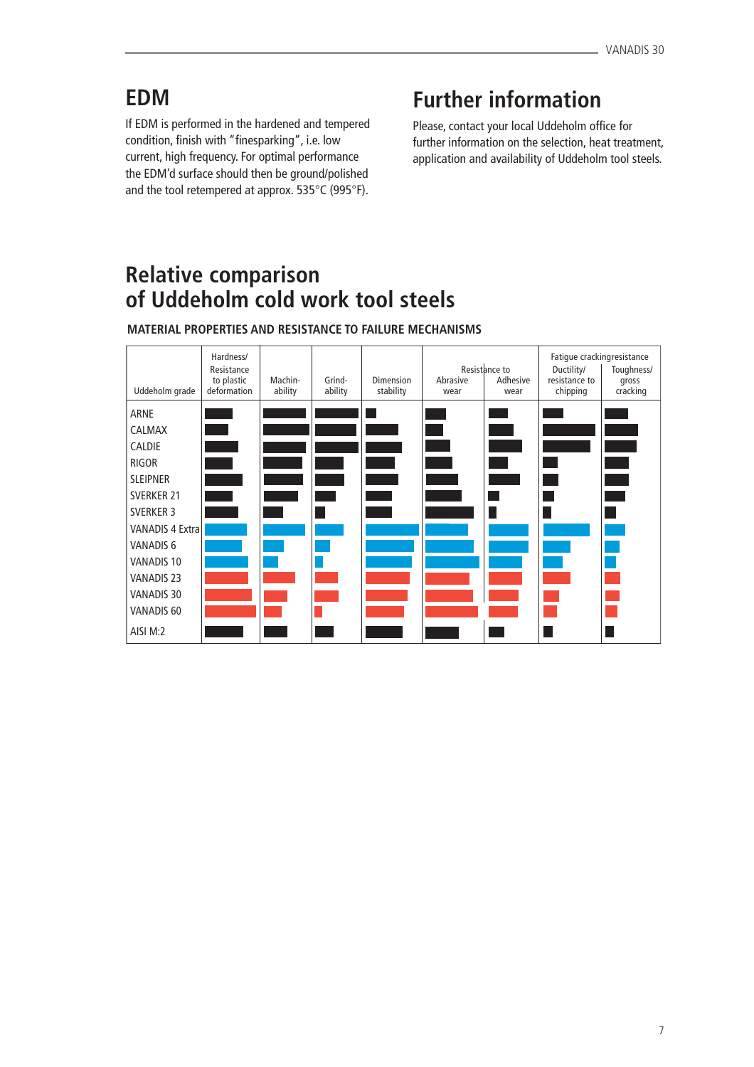## EDM

If EDM is performed in the hardened and tempered condition, finish with "finesparking", i.e. low current, high frequency. For optimal performance the EDM'd surface should then be ground/polished and the tool retempered at approx. 535°C (995°F).

## Further information

Please, contact your local Uddeholm office for further information on the selection, heat treatment, application and availability of Uddeholm tool steels.

## Relative comparison of Uddeholm cold work tool steels

### MATERIAL PROPERTIES AND RESISTANCE TO FAILURE MECHANISMS

Uddeholm grade

Hardness/ Resistance to plastic deformation

Machin- ability

Grind- ability

Dimension stability

Resistance to

Abrasive wear

Adhesive wear

Fatigue crackingresistance

Ductility/ resistance to chipping

Toughness/ gross cracking

ARNE

CALMAX

CALDIE

RIGOR

SLEIPNER

SVERKER 21

SVERKER 3

VANADIS 4 Extra

VANADIS 6

VANADIS 10

VANADIS 23

VANADIS 30

VANADIS 60

AISI M:2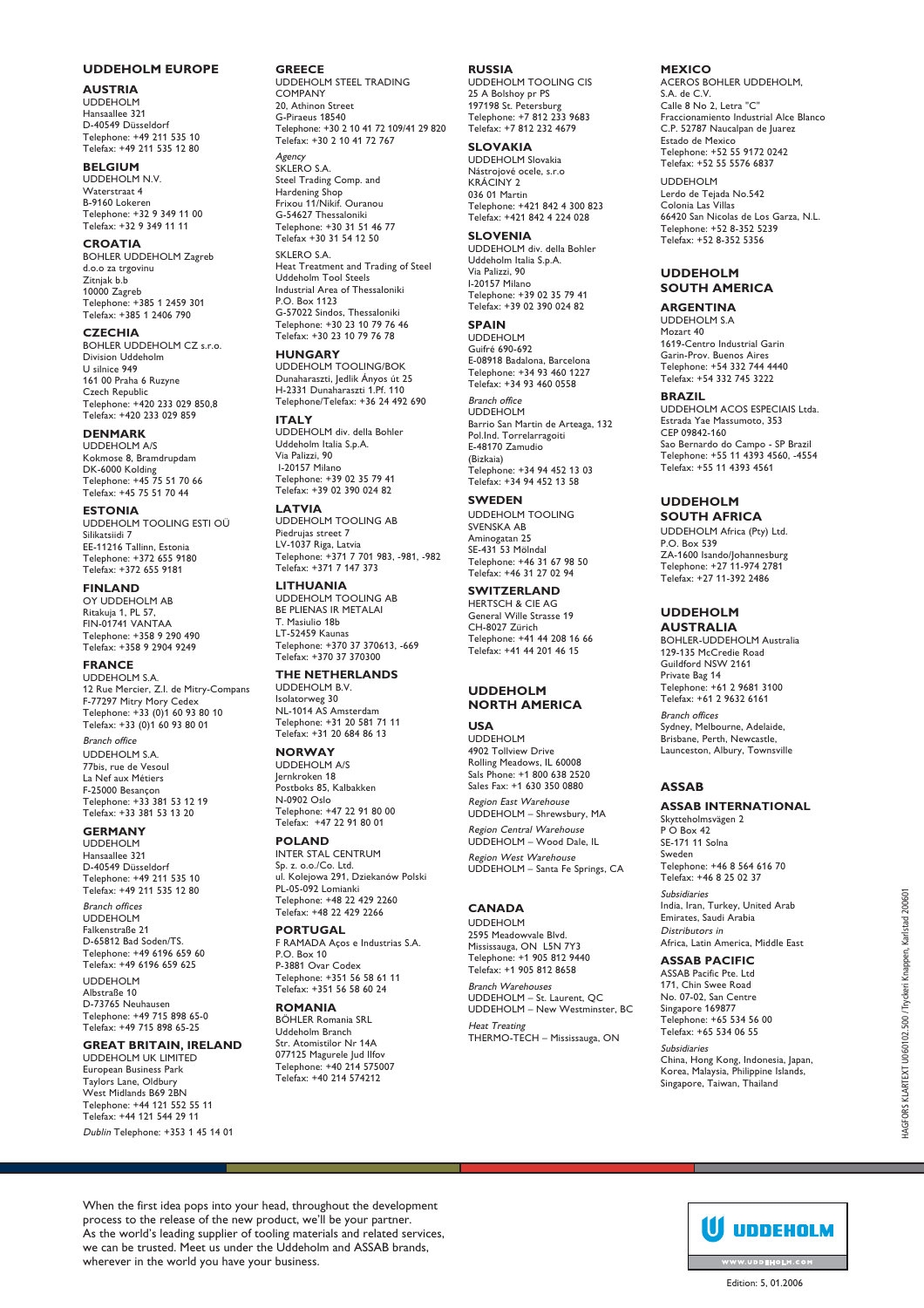## UDDEHOLM EUROPE

### AUSTRIA
UDDEHOLM
Hansaallee 321
D-40549 Düsseldorf
Telephone: +49 211 535 10
Telefax: +49 211 535 12 80

### BELGIUM
UDDEHOLM N.V.
Waterstraat 4
B-9160 Lokeren
Telephone: +32 9 349 11 00
Telefax: +32 9 349 11 11

### CROATIA
BOHLER UDDEHOLM Zagreb
d.o.o za trgovinu
Zitnjak b.b
10000 Zagreb
Telephone: +385 1 2459 301
Telefax: +385 1 2406 790

### CZECHIA
BOHLER UDDEHOLM CZ s.r.o.
Division Uddeholm
U silnice 949
161 00 Praha 6 Ruzyne
Czech Republic
Telephone: +420 233 029 850,8
Telefax: +420 233 029 859

### DENMARK
UDDEHOLM A/S
Kokmose 8, Bramdrupdam
DK-6000 Kolding
Telephone: +45 75 51 70 66
Telefax: +45 75 51 70 44

### ESTONIA
UDDEHOLM TOOLING ESTI OÜ
Silikatsiidi 7
EE-11216 Tallinn, Estonia
Telephone: +372 655 9180
Telefax: +372 655 9181

### FINLAND
OY UDDEHOLM AB
Ritakuja 1, PL 57,
FIN-01741 VANTAA
Telephone: +358 9 290 490
Telefax: +358 9 2904 9249

### FRANCE
UDDEHOLM S.A.
12 Rue Mercier, Z.I. de Mitry-Compans
F-77297 Mitry Mory Cedex
Telephone: +33 (0)1 60 93 80 10
Telefax: +33 (0)1 60 93 80 01

*Branch office*
UDDEHOLM S.A.
77bis, rue de Vesoul
La Nef aux Métiers
F-25000 Besançon
Telephone: +33 381 53 12 19
Telefax: +33 381 53 13 20

### GERMANY
UDDEHOLM
Hansaallee 321
D-40549 Düsseldorf
Telephone: +49 211 535 10
Telefax: +49 211 535 12 80

*Branch offices*
UDDEHOLM
Falkenstraße 21
D-65812 Bad Soden/TS.
Telephone: +49 6196 659 60
Telefax: +49 6196 659 625

UDDEHOLM
Albstraße 10
D-73765 Neuhausen
Telephone: +49 715 898 65-0
Telefax: +49 715 898 65-25

### GREAT BRITAIN, IRELAND
UDDEHOLM UK LIMITED
European Business Park
Taylors Lane, Oldbury
West Midlands B69 2BN
Telephone: +44 121 552 55 11
Telefax: +44 121 544 29 11
*Dublin* Telephone: +353 1 45 14 01

### GREECE
UDDEHOLM STEEL TRADING COMPANY
20, Athinon Street
G-Piraeus 18540
Telephone: +30 2 10 41 72 109/41 29 820
Telefax: +30 2 10 41 72 767

*Agency*
SKLERO S.A.
Steel Trading Comp. and Hardening Shop
Frixou 11/Nikif. Ouranou
G-54627 Thessaloniki
Telephone: +30 31 51 46 77
Telefax +30 31 54 12 50

SKLERO S.A.
Heat Treatment and Trading of Steel
Uddeholm Tool Steels
Industrial Area of Thessaloniki
P.O. Box 1123
G-57022 Sindos, Thessaloniki
Telephone: +30 23 10 79 76 46
Telefax: +30 23 10 79 76 78

### HUNGARY
UDDEHOLM TOOLING/BOK
Dunaharaszti, Jedlik Ányos út 25
H-2331 Dunaharaszti 1.Pf. 110
Telephone/Telefax: +36 24 492 690

### ITALY
UDDEHOLM div. della Bohler Uddeholm Italia S.p.A.
Via Palizzi, 90
I-20157 Milano
Telephone: +39 02 35 79 41
Telefax: +39 02 390 024 82

### LATVIA
UDDEHOLM TOOLING AB
Piedrujas street 7
LV-1037 Riga, Latvia
Telephone: +371 7 701 983, -981, -982
Telefax: +371 7 147 373

### LITHUANIA
UDDEHOLM TOOLING AB
BE PLIENAS IR METALAI
T. Masiulio 18b
LT-52459 Kaunas
Telephone: +370 37 370613, -669
Telefax: +370 37 370300

### THE NETHERLANDS
UDDEHOLM B.V.
Isolatorweg 30
NL-1014 AS Amsterdam
Telephone: +31 20 581 71 11
Telefax: +31 20 684 86 13

### NORWAY
UDDEHOLM A/S
Jernkroken 18
Postboks 85, Kalbakken
N-0902 Oslo
Telephone: +47 22 91 80 00
Telefax: +47 22 91 80 01

### POLAND
INTER STAL CENTRUM
Sp. z. o.o./Co. Ltd.
ul. Kolejowa 291, Dziekanów Polski
PL-05-092 Lomianki
Telephone: +48 22 429 2260
Telefax: +48 22 429 2266

### PORTUGAL
F RAMADA Aços e Industrias S.A.
P.O. Box 10
P-3881 Ovar Codex
Telephone: +351 56 58 61 11
Telefax: +351 56 58 60 24

### ROMANIA
BÖHLER Romania SRL
Uddeholm Branch
Str. Atomistilor Nr 14A
077125 Magurele Jud Ilfov
Telephone: +40 214 575007
Telefax: +40 214 574212

### RUSSIA
UDDEHOLM TOOLING CIS
25 A Bolshoy pr PS
197198 St. Petersburg
Telephone: +7 812 233 9683
Telefax: +7 812 232 4679

### SLOVAKIA
UDDEHOLM Slovakia
Nástrojové ocele, s.r.o
KRÁCINY 2
036 01 Martin
Telephone: +421 842 4 300 823
Telefax: +421 842 4 224 028

### SLOVENIA
UDDEHOLM div. della Bohler Uddeholm Italia S.p.A.
Via Palizzi, 90
I-20157 Milano
Telephone: +39 02 35 79 41
Telefax: +39 02 390 024 82

### SPAIN
UDDEHOLM
Guifré 690-692
E-08918 Badalona, Barcelona
Telephone: +34 93 460 1227
Telefax: +34 93 460 0558

*Branch office*
UDDEHOLM
Barrio San Martin de Arteaga, 132
Pol.Ind. Torrelarragoiti
E-48170 Zamudio
(Bizkaia)
Telephone: +34 94 452 13 03
Telefax: +34 94 452 13 58

### SWEDEN
UDDEHOLM TOOLING SVENSKA AB
Aminogatan 25
SE-431 53 Mölndal
Telephone: +46 31 67 98 50
Telefax: +46 31 27 02 94

### SWITZERLAND
HERTSCH & CIE AG
General Wille Strasse 19
CH-8027 Zürich
Telephone: +41 44 208 16 66
Telefax: +41 44 201 46 15

## UDDEHOLM NORTH AMERICA

### USA
UDDEHOLM
4902 Tollview Drive
Rolling Meadows, IL 60008
Sals Phone: +1 800 638 2520
Sales Fax: +1 630 350 0880

*Region East Warehouse*
UDDEHOLM – Shrewsbury, MA

*Region Central Warehouse*
UDDEHOLM – Wood Dale, IL

*Region West Warehouse*
UDDEHOLM – Santa Fe Springs, CA

### CANADA
UDDEHOLM
2595 Meadowvale Blvd.
Mississauga, ON L5N 7Y3
Telephone: +1 905 812 9440
Telefax: +1 905 812 8658

*Branch Warehouses*
UDDEHOLM – St. Laurent, QC
UDDEHOLM – New Westminster, BC

*Heat Treating*
THERMO-TECH – Mississauga, ON

### MEXICO
ACEROS BOHLER UDDEHOLM, S.A. de C.V.
Calle 8 No 2, Letra "C"
Fraccionamiento Industrial Alce Blanco
C.P. 52787 Naucalpan de Juarez
Estado de Mexico
Telephone: +52 55 9172 0242
Telefax: +52 55 5576 6837

UDDEHOLM
Lerdo de Tejada No.542
Colonia Las Villas
66420 San Nicolas de Los Garza, N.L.
Telephone: +52 8-352 5239
Telefax: +52 8-352 5356

## UDDEHOLM SOUTH AMERICA

### ARGENTINA
UDDEHOLM S.A
Mozart 40
1619-Centro Industrial Garin
Garin-Prov. Buenos Aires
Telephone: +54 332 744 4440
Telefax: +54 332 745 3222

### BRAZIL
UDDEHOLM ACOS ESPECIAIS Ltda.
Estrada Yae Massumoto, 353
CEP 09842-160
Sao Bernardo do Campo - SP Brazil
Telephone: +55 11 4393 4560, -4554
Telefax: +55 11 4393 4561

## UDDEHOLM SOUTH AFRICA
UDDEHOLM Africa (Pty) Ltd.
P.O. Box 539
ZA-1600 Isando/Johannesburg
Telephone: +27 11-974 2781
Telefax: +27 11-392 2486

## UDDEHOLM AUSTRALIA
BOHLER-UDDEHOLM Australia
129-135 McCredie Road
Guildford NSW 2161
Private Bag 14
Telephone: +61 2 9681 3100
Telefax: +61 2 9632 6161

*Branch offices*
Sydney, Melbourne, Adelaide, Brisbane, Perth, Newcastle, Launceston, Albury, Townsville

## ASSAB

### ASSAB INTERNATIONAL
Skytteholmsvägen 2
P O Box 42
SE-171 11 Solna
Sweden
Telephone: +46 8 564 616 70
Telefax: +46 8 25 02 37

*Subsidiaries*
India, Iran, Turkey, United Arab Emirates, Saudi Arabia

*Distributors in*
Africa, Latin America, Middle East

### ASSAB PACIFIC
ASSAB Pacific Pte. Ltd
171, Chin Swee Road
No. 07-02, San Centre
Singapore 169877
Telephone: +65 534 56 00
Telefax: +65 534 06 55

*Subsidiaries*
China, Hong Kong, Indonesia, Japan, Korea, Malaysia, Philippine Islands, Singapore, Taiwan, Thailand

HAGFORS KLARTEXT U060102.500 / Tryckeri Knappen, Karlstad 200601

When the first idea pops into your head, throughout the development process to the release of the new product, we'll be your partner. As the world's leading supplier of tooling materials and related services, we can be trusted. Meet us under the Uddeholm and ASSAB brands, wherever in the world you have your business.

UDDEHOLM
WWW.UDDEHOLM.COM

Edition: 5, 01.2006